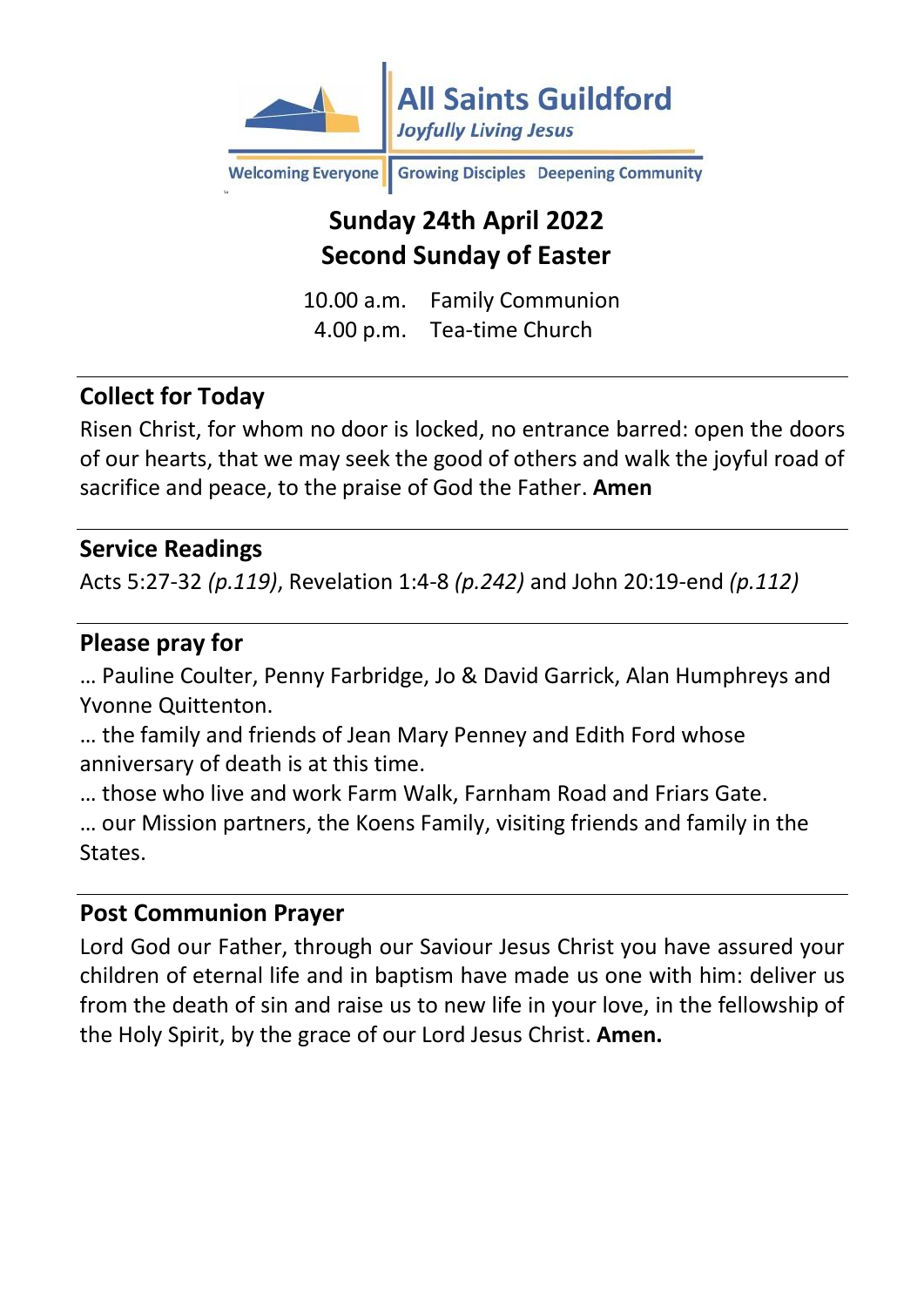All Saints Guildford
*Joyfully Living Jesus*

Welcoming Everyone | Growing Disciples | Deepening Community

# Sunday 24th April 2022
# Second Sunday of Easter

10.00 a.m. Family Communion
4.00 p.m. Tea-time Church

---

## Collect for Today

Risen Christ, for whom no door is locked, no entrance barred: open the doors of our hearts, that we may seek the good of others and walk the joyful road of sacrifice and peace, to the praise of God the Father. **Amen**

---

## Service Readings

Acts 5:27-32 *(p.119)*, Revelation 1:4-8 *(p.242)* and John 20:19-end *(p.112)*

---

## Please pray for

… Pauline Coulter, Penny Farbridge, Jo & David Garrick, Alan Humphreys and Yvonne Quittenton.

… the family and friends of Jean Mary Penney and Edith Ford whose anniversary of death is at this time.

… those who live and work Farm Walk, Farnham Road and Friars Gate.

… our Mission partners, the Koens Family, visiting friends and family in the States.

---

## Post Communion Prayer

Lord God our Father, through our Saviour Jesus Christ you have assured your children of eternal life and in baptism have made us one with him: deliver us from the death of sin and raise us to new life in your love, in the fellowship of the Holy Spirit, by the grace of our Lord Jesus Christ. **Amen.**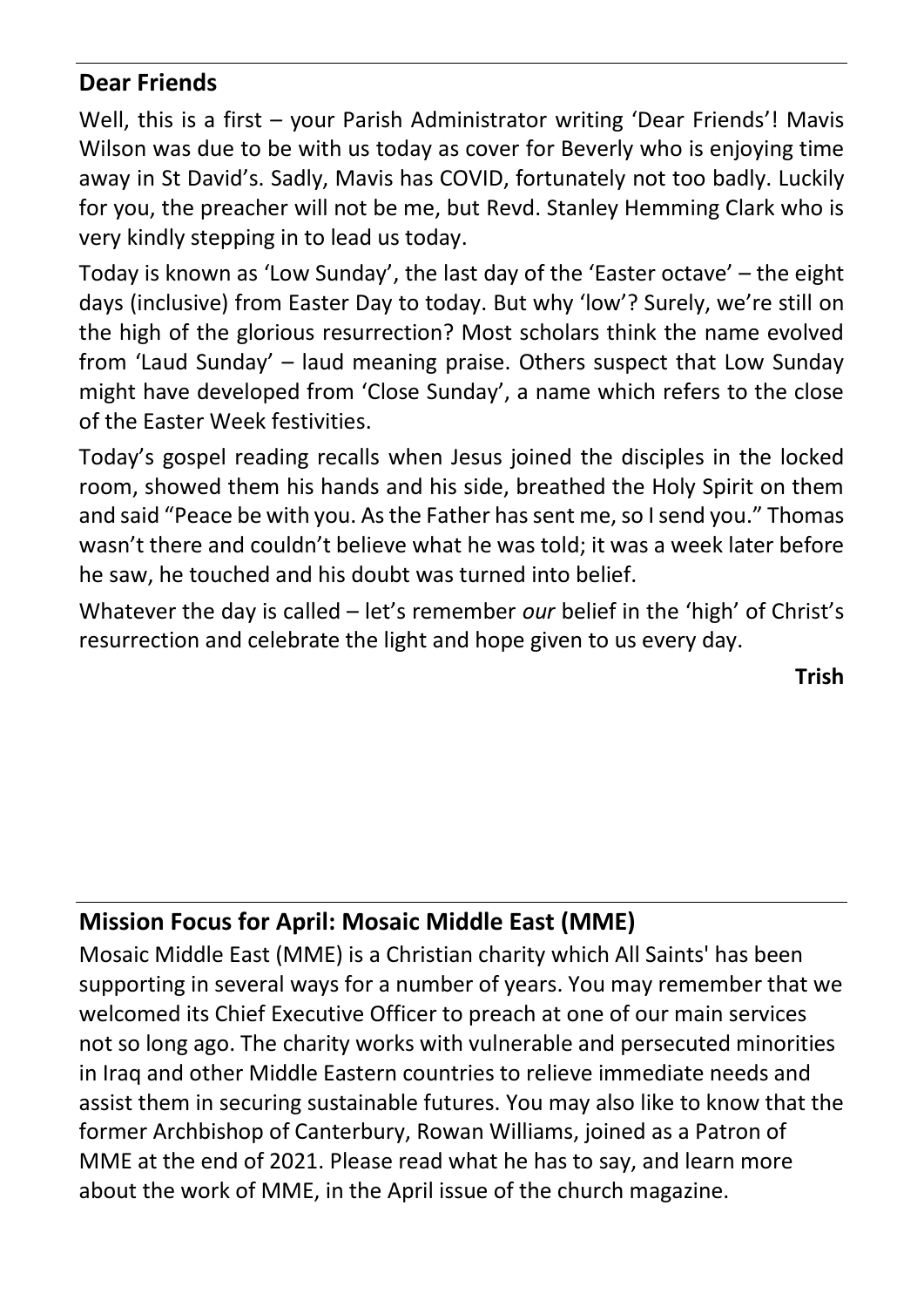## Dear Friends

Well, this is a first – your Parish Administrator writing 'Dear Friends'! Mavis Wilson was due to be with us today as cover for Beverly who is enjoying time away in St David's. Sadly, Mavis has COVID, fortunately not too badly. Luckily for you, the preacher will not be me, but Revd. Stanley Hemming Clark who is very kindly stepping in to lead us today.

Today is known as 'Low Sunday', the last day of the 'Easter octave' – the eight days (inclusive) from Easter Day to today. But why 'low'? Surely, we're still on the high of the glorious resurrection? Most scholars think the name evolved from 'Laud Sunday' – laud meaning praise. Others suspect that Low Sunday might have developed from 'Close Sunday', a name which refers to the close of the Easter Week festivities.

Today's gospel reading recalls when Jesus joined the disciples in the locked room, showed them his hands and his side, breathed the Holy Spirit on them and said "Peace be with you. As the Father has sent me, so I send you." Thomas wasn't there and couldn't believe what he was told; it was a week later before he saw, he touched and his doubt was turned into belief.

Whatever the day is called – let's remember *our* belief in the 'high' of Christ's resurrection and celebrate the light and hope given to us every day.

**Trish**

## Mission Focus for April: Mosaic Middle East (MME)

Mosaic Middle East (MME) is a Christian charity which All Saints' has been supporting in several ways for a number of years. You may remember that we welcomed its Chief Executive Officer to preach at one of our main services not so long ago. The charity works with vulnerable and persecuted minorities in Iraq and other Middle Eastern countries to relieve immediate needs and assist them in securing sustainable futures. You may also like to know that the former Archbishop of Canterbury, Rowan Williams, joined as a Patron of MME at the end of 2021. Please read what he has to say, and learn more about the work of MME, in the April issue of the church magazine.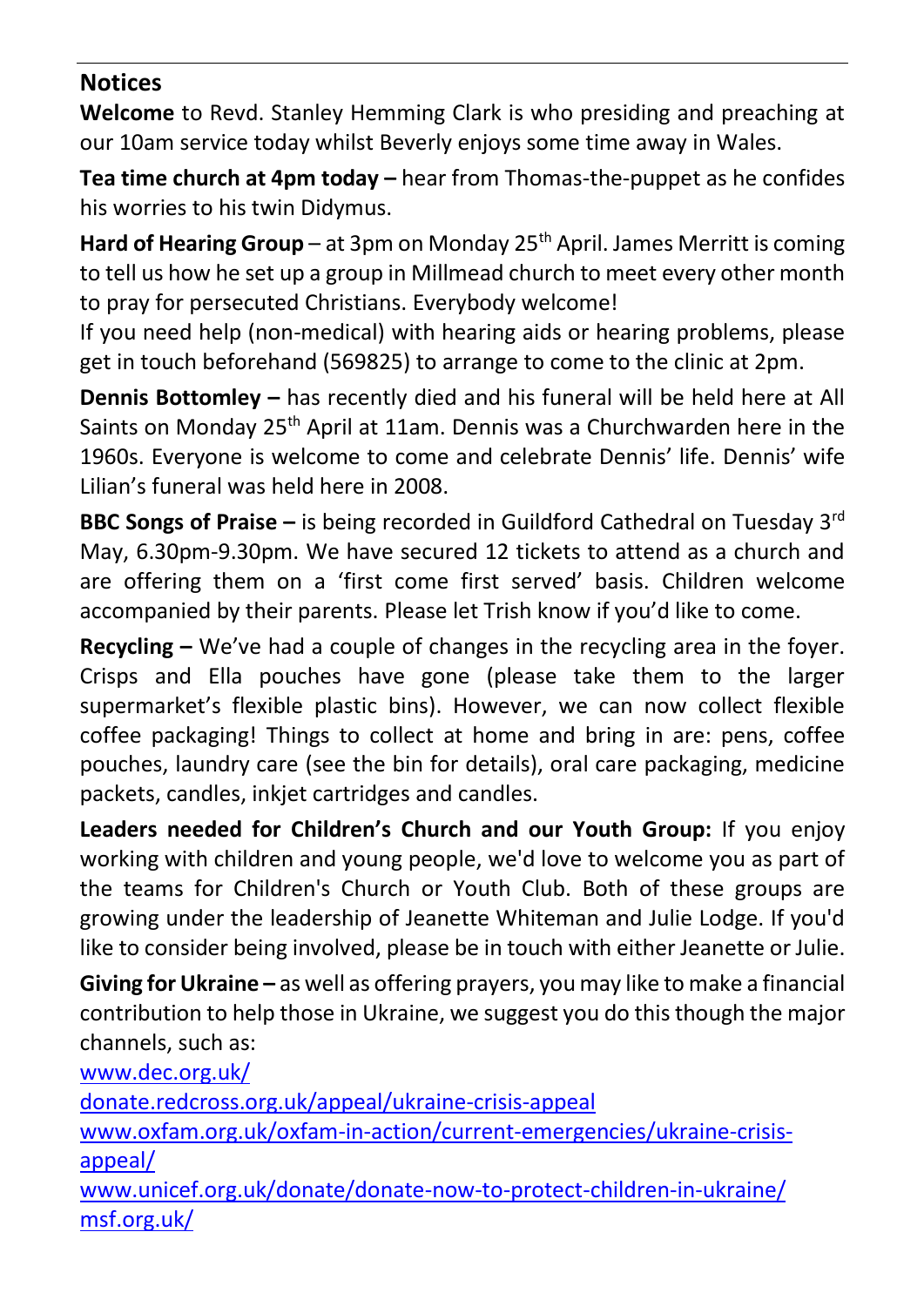## Notices

**Welcome** to Revd. Stanley Hemming Clark is who presiding and preaching at our 10am service today whilst Beverly enjoys some time away in Wales.

**Tea time church at 4pm today –** hear from Thomas-the-puppet as he confides his worries to his twin Didymus.

**Hard of Hearing Group** – at 3pm on Monday 25th April. James Merritt is coming to tell us how he set up a group in Millmead church to meet every other month to pray for persecuted Christians. Everybody welcome!
If you need help (non-medical) with hearing aids or hearing problems, please get in touch beforehand (569825) to arrange to come to the clinic at 2pm.

**Dennis Bottomley –** has recently died and his funeral will be held here at All Saints on Monday 25th April at 11am. Dennis was a Churchwarden here in the 1960s. Everyone is welcome to come and celebrate Dennis' life. Dennis' wife Lilian's funeral was held here in 2008.

**BBC Songs of Praise –** is being recorded in Guildford Cathedral on Tuesday 3rd May, 6.30pm-9.30pm. We have secured 12 tickets to attend as a church and are offering them on a 'first come first served' basis. Children welcome accompanied by their parents. Please let Trish know if you'd like to come.

**Recycling –** We've had a couple of changes in the recycling area in the foyer. Crisps and Ella pouches have gone (please take them to the larger supermarket's flexible plastic bins). However, we can now collect flexible coffee packaging! Things to collect at home and bring in are: pens, coffee pouches, laundry care (see the bin for details), oral care packaging, medicine packets, candles, inkjet cartridges and candles.

**Leaders needed for Children's Church and our Youth Group:** If you enjoy working with children and young people, we'd love to welcome you as part of the teams for Children's Church or Youth Club. Both of these groups are growing under the leadership of Jeanette Whiteman and Julie Lodge. If you'd like to consider being involved, please be in touch with either Jeanette or Julie.

**Giving for Ukraine –** as well as offering prayers, you may like to make a financial contribution to help those in Ukraine, we suggest you do this though the major channels, such as:
www.dec.org.uk/
donate.redcross.org.uk/appeal/ukraine-crisis-appeal
www.oxfam.org.uk/oxfam-in-action/current-emergencies/ukraine-crisis-appeal/
www.unicef.org.uk/donate/donate-now-to-protect-children-in-ukraine/
msf.org.uk/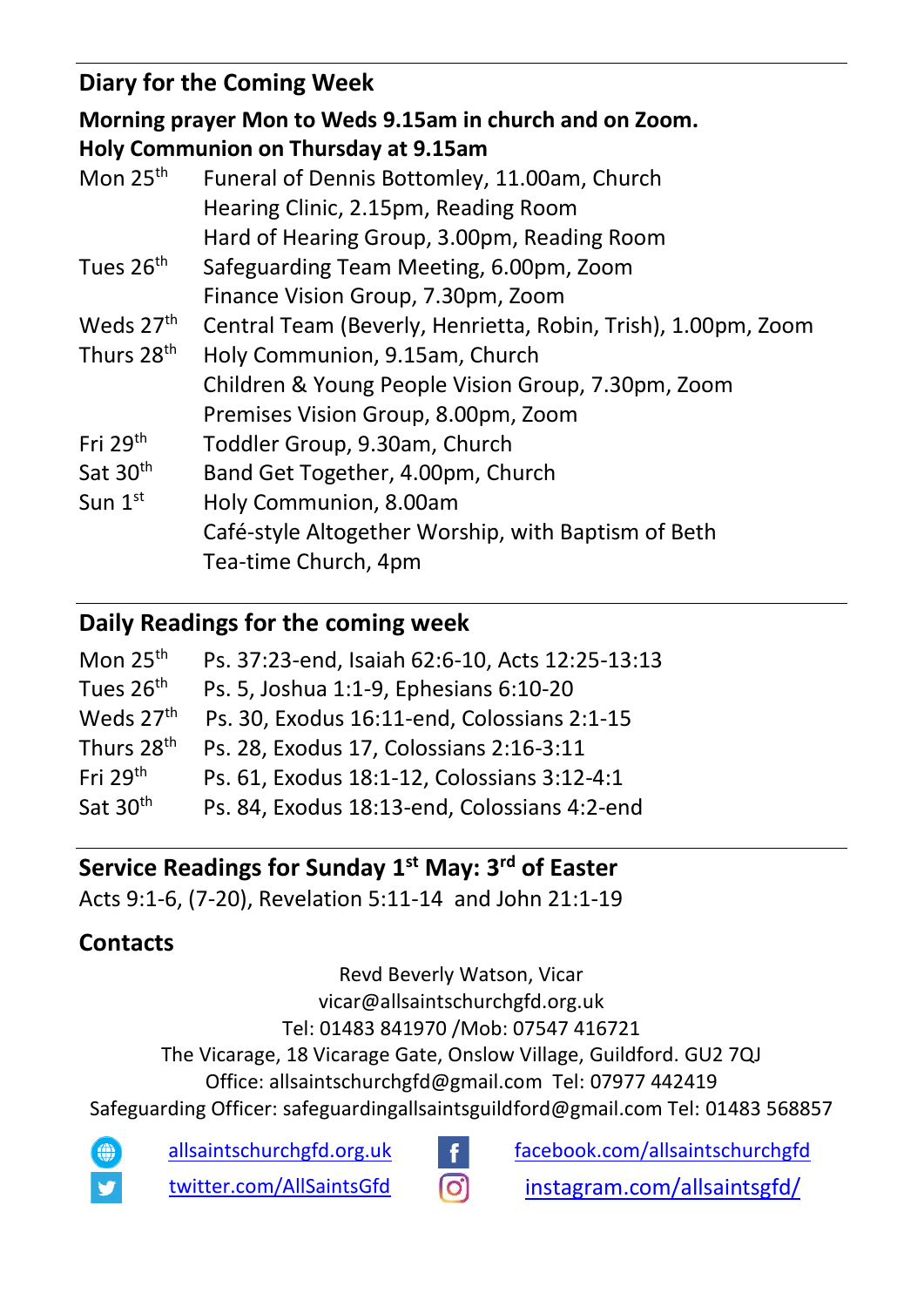## Diary for the Coming Week

**Morning prayer Mon to Weds 9.15am in church and on Zoom.**
**Holy Communion on Thursday at 9.15am**

| | |
|---|---|
| Mon 25th | Funeral of Dennis Bottomley, 11.00am, Church |
| | Hearing Clinic, 2.15pm, Reading Room |
| | Hard of Hearing Group, 3.00pm, Reading Room |
| Tues 26th | Safeguarding Team Meeting, 6.00pm, Zoom |
| | Finance Vision Group, 7.30pm, Zoom |
| Weds 27th | Central Team (Beverly, Henrietta, Robin, Trish), 1.00pm, Zoom |
| Thurs 28th | Holy Communion, 9.15am, Church |
| | Children & Young People Vision Group, 7.30pm, Zoom |
| | Premises Vision Group, 8.00pm, Zoom |
| Fri 29th | Toddler Group, 9.30am, Church |
| Sat 30th | Band Get Together, 4.00pm, Church |
| Sun 1st | Holy Communion, 8.00am |
| | Café-style Altogether Worship, with Baptism of Beth |
| | Tea-time Church, 4pm |

## Daily Readings for the coming week

| | |
|---|---|
| Mon 25th | Ps. 37:23-end, Isaiah 62:6-10, Acts 12:25-13:13 |
| Tues 26th | Ps. 5, Joshua 1:1-9, Ephesians 6:10-20 |
| Weds 27th | Ps. 30, Exodus 16:11-end, Colossians 2:1-15 |
| Thurs 28th | Ps. 28, Exodus 17, Colossians 2:16-3:11 |
| Fri 29th | Ps. 61, Exodus 18:1-12, Colossians 3:12-4:1 |
| Sat 30th | Ps. 84, Exodus 18:13-end, Colossians 4:2-end |

## Service Readings for Sunday 1st May: 3rd of Easter

Acts 9:1-6, (7-20), Revelation 5:11-14 and John 21:1-19

## Contacts

Revd Beverly Watson, Vicar
vicar@allsaintschurchgfd.org.uk
Tel: 01483 841970 /Mob: 07547 416721
The Vicarage, 18 Vicarage Gate, Onslow Village, Guildford. GU2 7QJ
Office: allsaintschurchgfd@gmail.com Tel: 07977 442419
Safeguarding Officer: safeguardingallsaintsguildford@gmail.com Tel: 01483 568857

allsaintschurchgfd.org.uk
facebook.com/allsaintschurchgfd
twitter.com/AllSaintsGfd
instagram.com/allsaintsgfd/